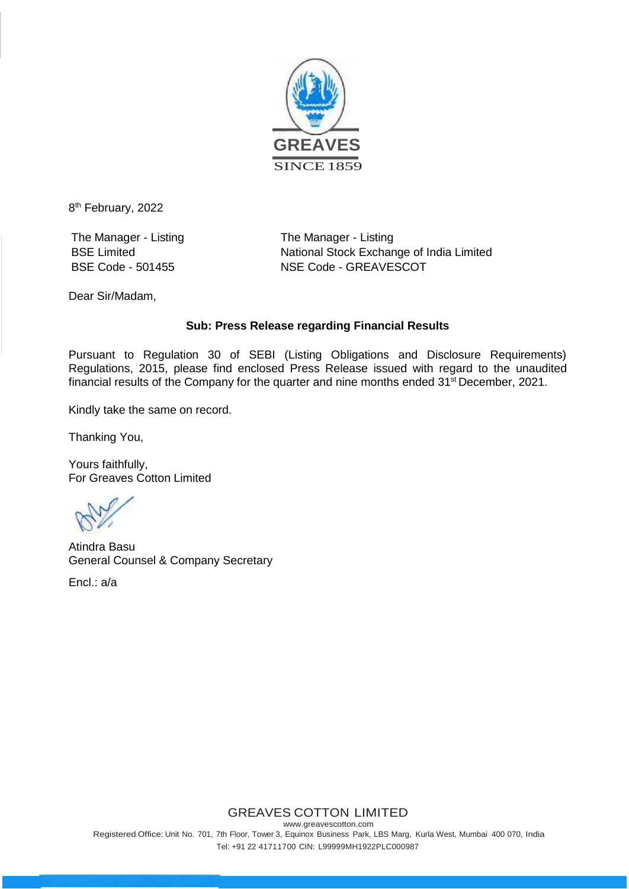GREAVES

SINCE 1859

8th February, 2022

| The Manager - Listing | The Manager - Listing |
| --- | --- |
| BSE Limited | National Stock Exchange of India Limited |
| BSE Code - 501455 | NSE Code - GREAVESCOT |

Dear Sir/Madam,

**Sub: Press Release regarding Financial Results**

Pursuant to Regulation 30 of SEBI (Listing Obligations and Disclosure Requirements) Regulations, 2015, please find enclosed Press Release issued with regard to the unaudited financial results of the Company for the quarter and nine months ended 31st December, 2021.

Kindly take the same on record.

Thanking You,

Yours faithfully,
For Greaves Cotton Limited

Atindra Basu
General Counsel & Company Secretary

Encl.: a/a

GREAVES COTTON LIMITED
www.greavescotton.com
Registered Office: Unit No. 701, 7th Floor, Tower 3, Equinox Business Park, LBS Marg, Kurla West, Mumbai 400 070, India
Tel: +91 22 41711700 CIN: L99999MH1922PLC000987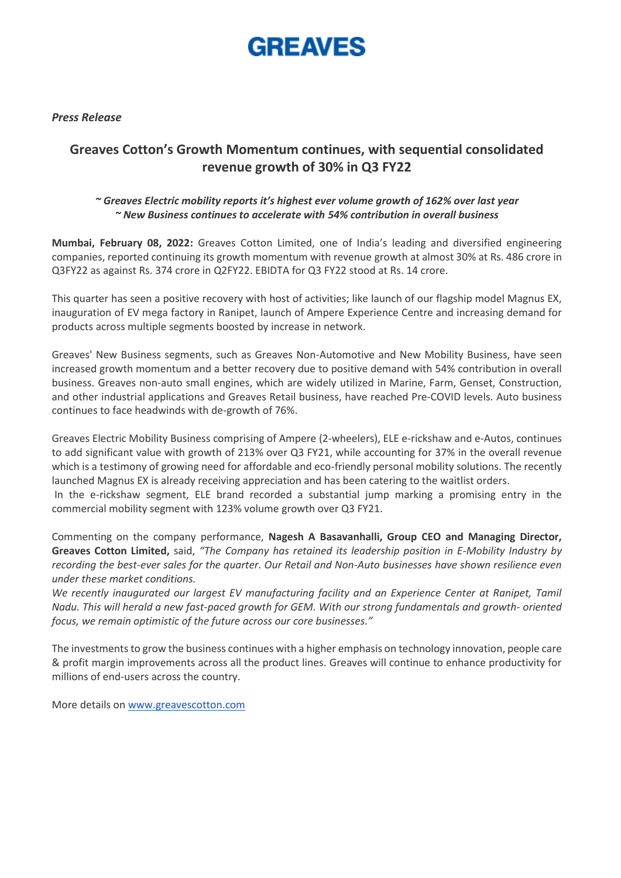# GREAVES

*Press Release*

## Greaves Cotton's Growth Momentum continues, with sequential consolidated revenue growth of 30% in Q3 FY22

***~ Greaves Electric mobility reports it's highest ever volume growth of 162% over last year***
***~ New Business continues to accelerate with 54% contribution in overall business***

**Mumbai, February 08, 2022:** Greaves Cotton Limited, one of India's leading and diversified engineering companies, reported continuing its growth momentum with revenue growth at almost 30% at Rs. 486 crore in Q3FY22 as against Rs. 374 crore in Q2FY22. EBIDTA for Q3 FY22 stood at Rs. 14 crore.

This quarter has seen a positive recovery with host of activities; like launch of our flagship model Magnus EX, inauguration of EV mega factory in Ranipet, launch of Ampere Experience Centre and increasing demand for products across multiple segments boosted by increase in network.

Greaves' New Business segments, such as Greaves Non-Automotive and New Mobility Business, have seen increased growth momentum and a better recovery due to positive demand with 54% contribution in overall business. Greaves non-auto small engines, which are widely utilized in Marine, Farm, Genset, Construction, and other industrial applications and Greaves Retail business, have reached Pre-COVID levels. Auto business continues to face headwinds with de-growth of 76%.

Greaves Electric Mobility Business comprising of Ampere (2-wheelers), ELE e-rickshaw and e-Autos, continues to add significant value with growth of 213% over Q3 FY21, while accounting for 37% in the overall revenue which is a testimony of growing need for affordable and eco-friendly personal mobility solutions. The recently launched Magnus EX is already receiving appreciation and has been catering to the waitlist orders.
In the e-rickshaw segment, ELE brand recorded a substantial jump marking a promising entry in the commercial mobility segment with 123% volume growth over Q3 FY21.

Commenting on the company performance, **Nagesh A Basavanhalli, Group CEO and Managing Director, Greaves Cotton Limited,** said, *"The Company has retained its leadership position in E-Mobility Industry by recording the best-ever sales for the quarter. Our Retail and Non-Auto businesses have shown resilience even under these market conditions.*
*We recently inaugurated our largest EV manufacturing facility and an Experience Center at Ranipet, Tamil Nadu. This will herald a new fast-paced growth for GEM. With our strong fundamentals and growth- oriented focus, we remain optimistic of the future across our core businesses."*

The investments to grow the business continues with a higher emphasis on technology innovation, people care & profit margin improvements across all the product lines. Greaves will continue to enhance productivity for millions of end-users across the country.

More details on www.greavescotton.com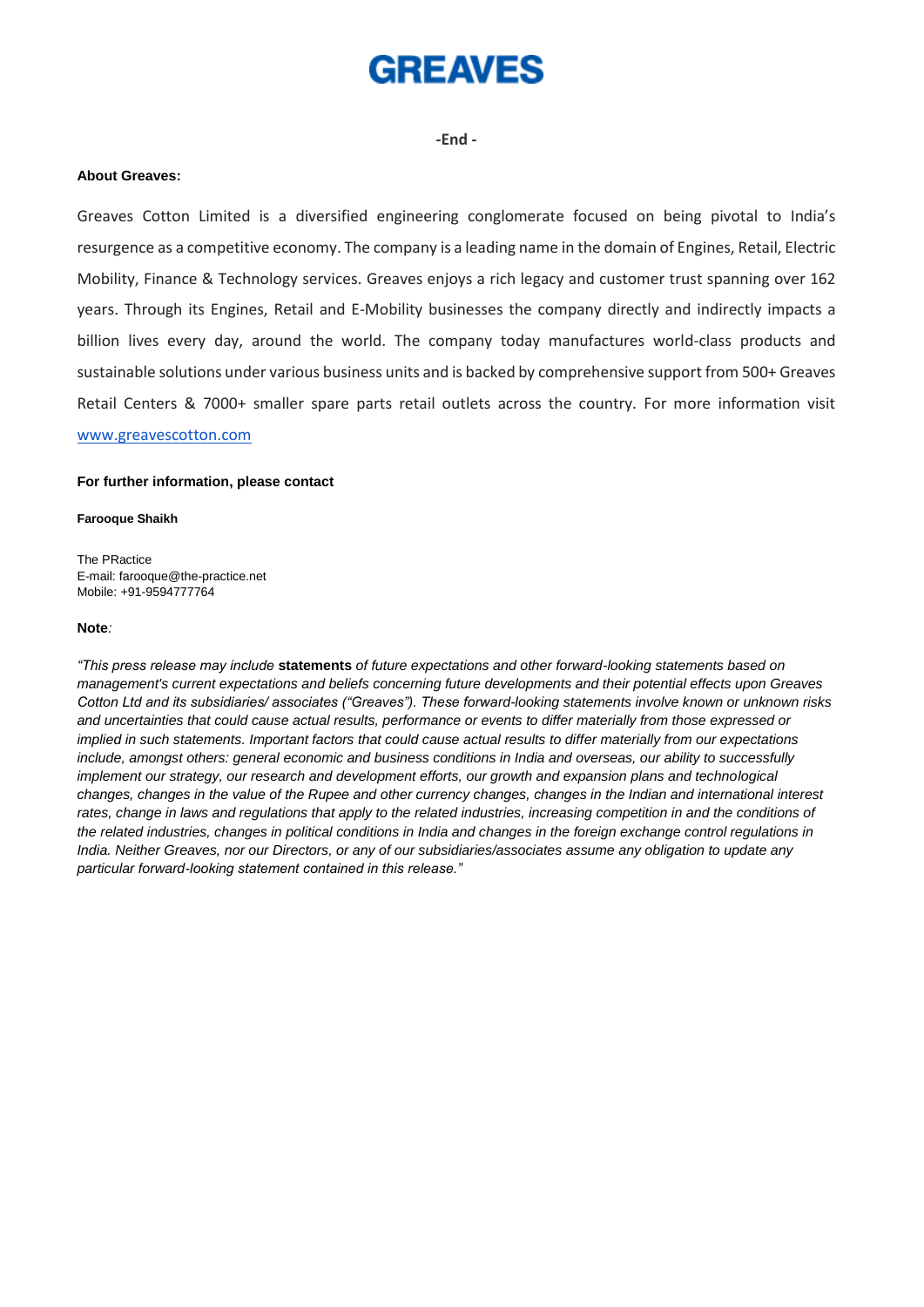GREAVES

**-End -**

**About Greaves:**

Greaves Cotton Limited is a diversified engineering conglomerate focused on being pivotal to India's resurgence as a competitive economy. The company is a leading name in the domain of Engines, Retail, Electric Mobility, Finance & Technology services. Greaves enjoys a rich legacy and customer trust spanning over 162 years. Through its Engines, Retail and E-Mobility businesses the company directly and indirectly impacts a billion lives every day, around the world. The company today manufactures world-class products and sustainable solutions under various business units and is backed by comprehensive support from 500+ Greaves Retail Centers & 7000+ smaller spare parts retail outlets across the country. For more information visit [www.greavescotton.com](http://www.greavescotton.com)

**For further information, please contact**

**Farooque Shaikh**

The PRactice
E-mail: farooque@the-practice.net
Mobile: +91-9594777764

**Note***:*

*"This press release may include* **statements** *of future expectations and other forward-looking statements based on management's current expectations and beliefs concerning future developments and their potential effects upon Greaves Cotton Ltd and its subsidiaries/ associates ("Greaves"). These forward-looking statements involve known or unknown risks and uncertainties that could cause actual results, performance or events to differ materially from those expressed or implied in such statements. Important factors that could cause actual results to differ materially from our expectations include, amongst others: general economic and business conditions in India and overseas, our ability to successfully implement our strategy, our research and development efforts, our growth and expansion plans and technological changes, changes in the value of the Rupee and other currency changes, changes in the Indian and international interest rates, change in laws and regulations that apply to the related industries, increasing competition in and the conditions of the related industries, changes in political conditions in India and changes in the foreign exchange control regulations in India. Neither Greaves, nor our Directors, or any of our subsidiaries/associates assume any obligation to update any particular forward-looking statement contained in this release."*